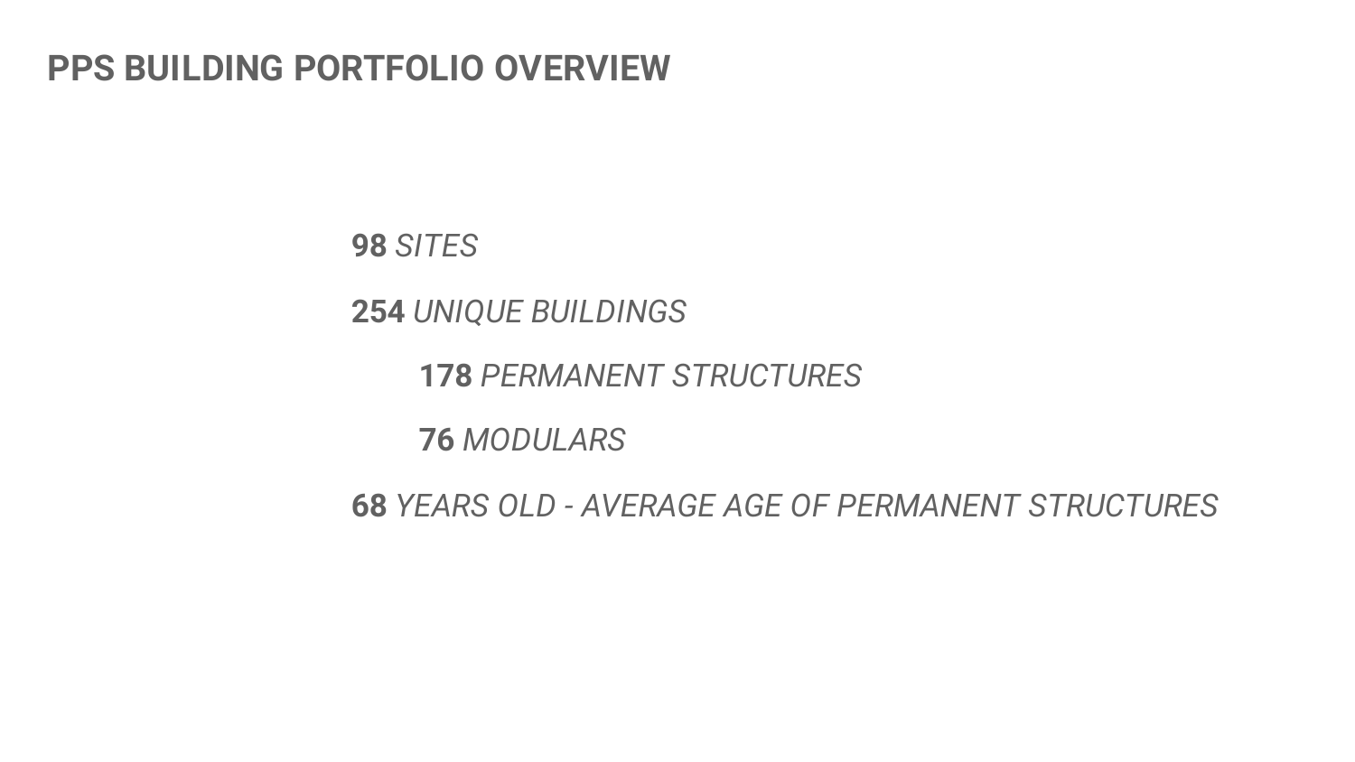# PPS BUILDING PORTFOLIO OVERVIEW

**98** *SITES*

**254** *UNIQUE BUILDINGS*

- **178** *PERMANENT STRUCTURES*
- **76** *MODULARS*

**68** *YEARS OLD - AVERAGE AGE OF PERMANENT STRUCTURES*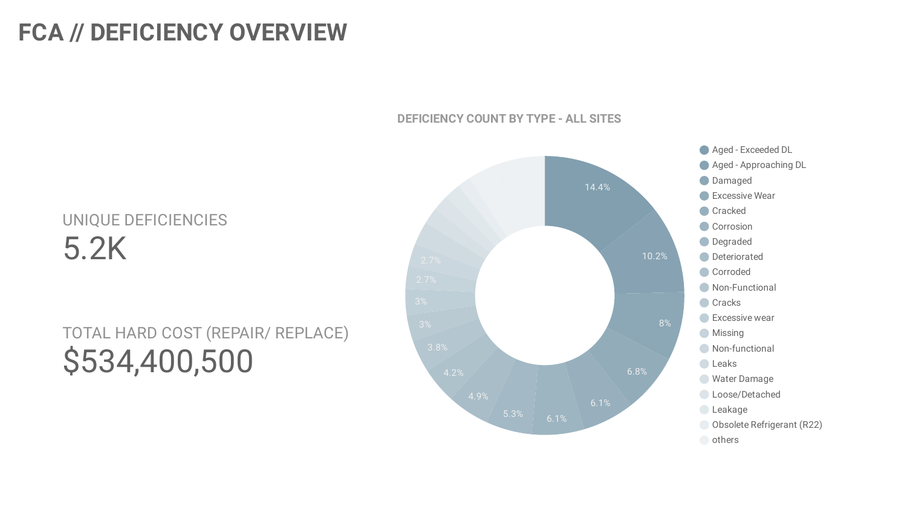# FCA // DEFICIENCY OVERVIEW

UNIQUE DEFICIENCIES

**5.2K**

TOTAL HARD COST (REPAIR/ REPLACE)

**$534,400,500**

## DEFICIENCY COUNT BY TYPE - ALL SITES

| Deficiency Type | Share |
| --- | --- |
| Aged - Exceeded DL | 14.4% |
| Aged - Approaching DL | 10.2% |
| Damaged | 8% |
| Excessive Wear | 6.8% |
| Cracked | 6.1% |
| Corrosion | 6.1% |
| Degraded | 5.3% |
| Deteriorated | 4.9% |
| Corroded | 4.2% |
| Non-Functional | 3.8% |
| Cracks | 3% |
| Excessive wear | 3% |
| Missing | 2.7% |
| Non-functional | 2.7% |
| Leaks | |
| Water Damage | |
| Loose/Detached | |
| Leakage | |
| Obsolete Refrigerant (R22) | |
| others | |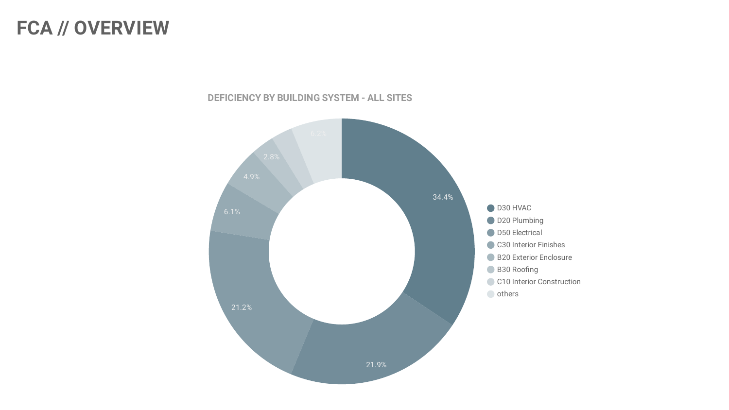# FCA // OVERVIEW

**DEFICIENCY BY BUILDING SYSTEM - ALL SITES**

| Building System | Percentage |
| --- | --- |
| D30 HVAC | 34.4% |
| D20 Plumbing | 21.9% |
| D50 Electrical | 21.2% |
| C30 Interior Finishes | 6.1% |
| B20 Exterior Enclosure | 4.9% |
| B30 Roofing | 2.8% |
| C10 Interior Construction | |
| others | 6.2% |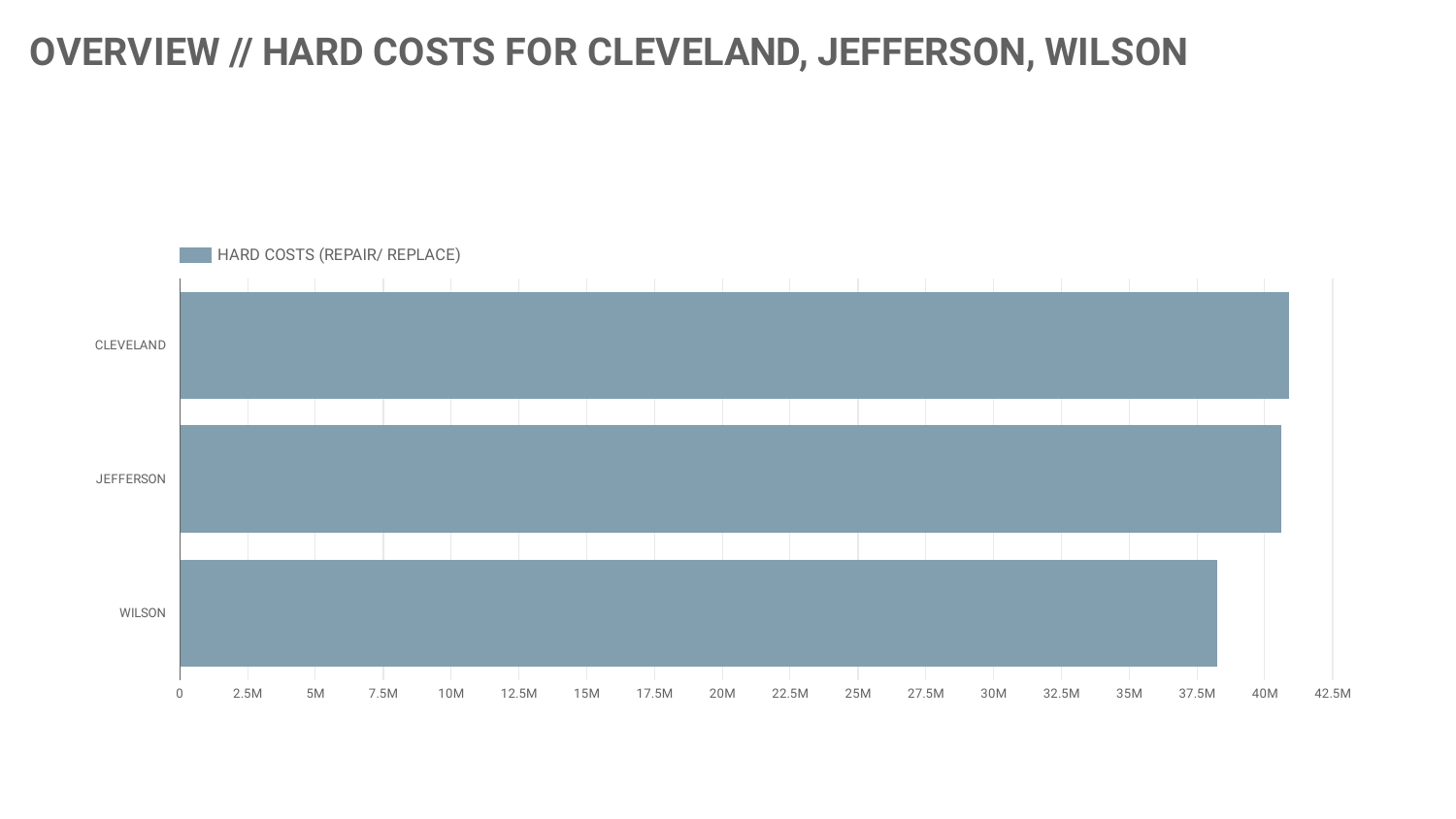# OVERVIEW // HARD COSTS FOR CLEVELAND, JEFFERSON, WILSON

HARD COSTS (REPAIR/ REPLACE)

CLEVELAND

JEFFERSON

WILSON

0 2.5M 5M 7.5M 10M 12.5M 15M 17.5M 20M 22.5M 25M 27.5M 30M 32.5M 35M 37.5M 40M 42.5M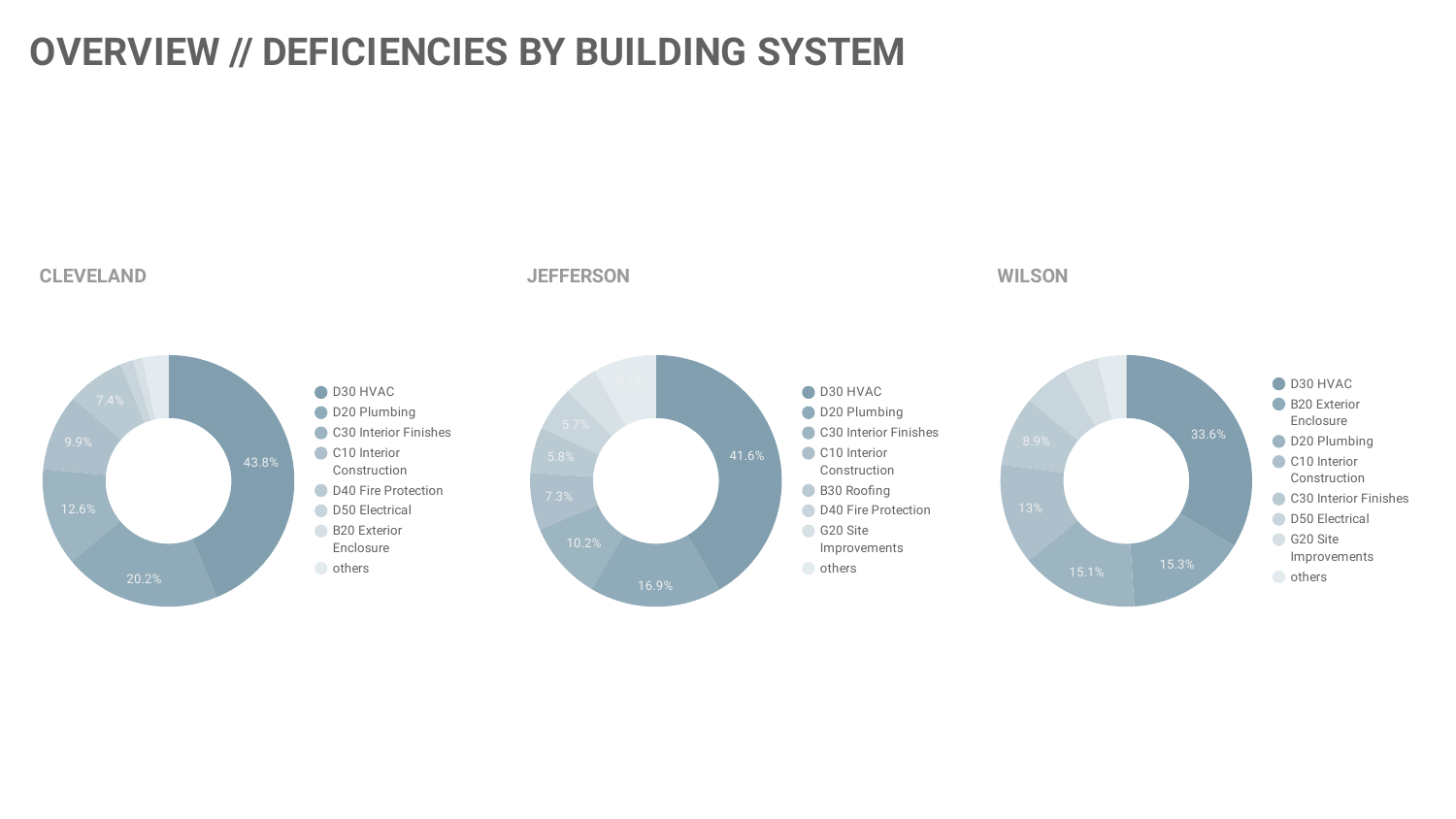# OVERVIEW // DEFICIENCIES BY BUILDING SYSTEM

## CLEVELAND

| Building System | Percentage |
|---|---|
| D30 HVAC | 43.8% |
| D20 Plumbing | 20.2% |
| C30 Interior Finishes | 12.6% |
| C10 Interior Construction | 9.9% |
| D40 Fire Protection | 7.4% |
| D50 Electrical | |
| B20 Exterior Enclosure | |
| others | |

## JEFFERSON

| Building System | Percentage |
|---|---|
| D30 HVAC | 41.6% |
| D20 Plumbing | 16.9% |
| C30 Interior Finishes | 10.2% |
| C10 Interior Construction | 7.3% |
| B30 Roofing | 5.8% |
| D40 Fire Protection | 5.7% |
| G20 Site Improvements | |
| others | |

## WILSON

| Building System | Percentage |
|---|---|
| D30 HVAC | 33.6% |
| B20 Exterior Enclosure | 15.3% |
| D20 Plumbing | 15.1% |
| C10 Interior Construction | 13% |
| C30 Interior Finishes | 8.9% |
| D50 Electrical | |
| G20 Site Improvements | |
| others | |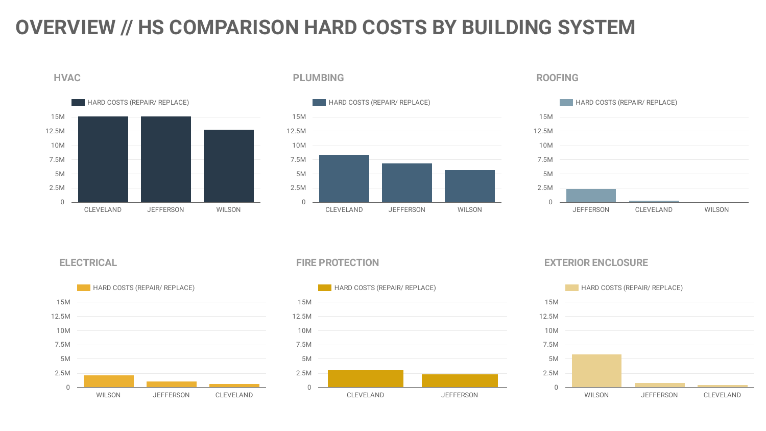# OVERVIEW // HS COMPARISON HARD COSTS BY BUILDING SYSTEM

### HVAC

HARD COSTS (REPAIR/ REPLACE)

15M
12.5M
10M
7.5M
5M
2.5M
0

CLEVELAND
JEFFERSON
WILSON

### PLUMBING

HARD COSTS (REPAIR/ REPLACE)

15M
12.5M
10M
7.5M
5M
2.5M
0

CLEVELAND
JEFFERSON
WILSON

### ROOFING

HARD COSTS (REPAIR/ REPLACE)

15M
12.5M
10M
7.5M
5M
2.5M
0

JEFFERSON
CLEVELAND
WILSON

### ELECTRICAL

HARD COSTS (REPAIR/ REPLACE)

15M
12.5M
10M
7.5M
5M
2.5M
0

WILSON
JEFFERSON
CLEVELAND

### FIRE PROTECTION

HARD COSTS (REPAIR/ REPLACE)

15M
12.5M
10M
7.5M
5M
2.5M
0

CLEVELAND
JEFFERSON

### EXTERIOR ENCLOSURE

HARD COSTS (REPAIR/ REPLACE)

15M
12.5M
10M
7.5M
5M
2.5M
0

WILSON
JEFFERSON
CLEVELAND